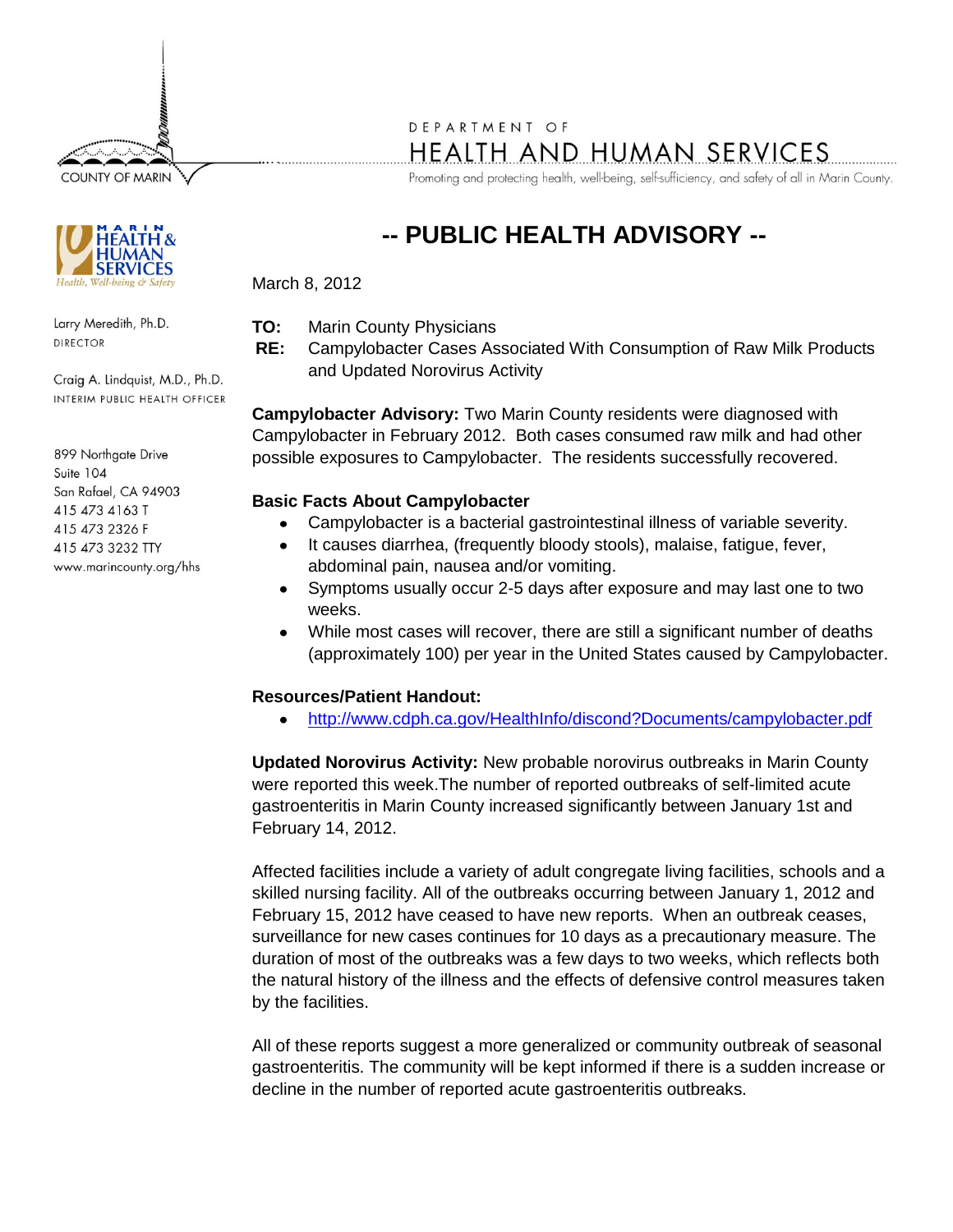COUNTY OF MARIN

DEPARTMENT OF

HEALTH AND HUMAN SERVICES

Promoting and protecting health, well-being, self-sufficiency, and safety of all in Marin County.

MARIN HEALTH & HUMAN SERVICES
Health, Well-being & Safety

Larry Meredith, Ph.D.
DIRECTOR

Craig A. Lindquist, M.D., Ph.D.
INTERIM PUBLIC HEALTH OFFICER

899 Northgate Drive
Suite 104
San Rafael, CA 94903
415 473 4163 T
415 473 2326 F
415 473 3232 TTY
www.marincounty.org/hhs

# -- PUBLIC HEALTH ADVISORY --

March 8, 2012

**TO:** Marin County Physicians
**RE:** Campylobacter Cases Associated With Consumption of Raw Milk Products and Updated Norovirus Activity

**Campylobacter Advisory:** Two Marin County residents were diagnosed with Campylobacter in February 2012. Both cases consumed raw milk and had other possible exposures to Campylobacter. The residents successfully recovered.

**Basic Facts About Campylobacter**

- Campylobacter is a bacterial gastrointestinal illness of variable severity.
- It causes diarrhea, (frequently bloody stools), malaise, fatigue, fever, abdominal pain, nausea and/or vomiting.
- Symptoms usually occur 2-5 days after exposure and may last one to two weeks.
- While most cases will recover, there are still a significant number of deaths (approximately 100) per year in the United States caused by Campylobacter.

**Resources/Patient Handout:**

- http://www.cdph.ca.gov/HealthInfo/discond?Documents/campylobacter.pdf

**Updated Norovirus Activity:** New probable norovirus outbreaks in Marin County were reported this week.The number of reported outbreaks of self-limited acute gastroenteritis in Marin County increased significantly between January 1st and February 14, 2012.

Affected facilities include a variety of adult congregate living facilities, schools and a skilled nursing facility. All of the outbreaks occurring between January 1, 2012 and February 15, 2012 have ceased to have new reports. When an outbreak ceases, surveillance for new cases continues for 10 days as a precautionary measure. The duration of most of the outbreaks was a few days to two weeks, which reflects both the natural history of the illness and the effects of defensive control measures taken by the facilities.

All of these reports suggest a more generalized or community outbreak of seasonal gastroenteritis. The community will be kept informed if there is a sudden increase or decline in the number of reported acute gastroenteritis outbreaks.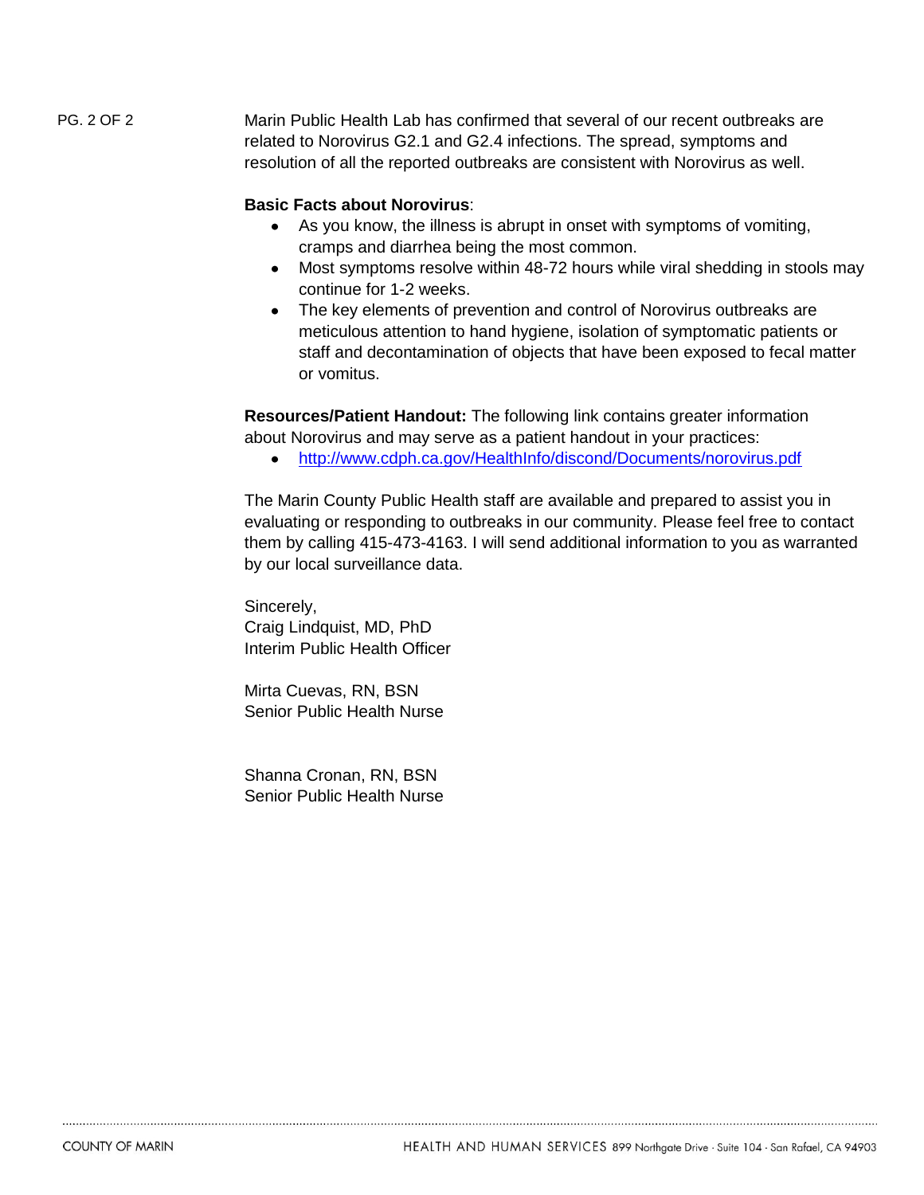Marin Public Health Lab has confirmed that several of our recent outbreaks are related to Norovirus G2.1 and G2.4 infections. The spread, symptoms and resolution of all the reported outbreaks are consistent with Norovirus as well.

**Basic Facts about Norovirus**:

- As you know, the illness is abrupt in onset with symptoms of vomiting, cramps and diarrhea being the most common.
- Most symptoms resolve within 48-72 hours while viral shedding in stools may continue for 1-2 weeks.
- The key elements of prevention and control of Norovirus outbreaks are meticulous attention to hand hygiene, isolation of symptomatic patients or staff and decontamination of objects that have been exposed to fecal matter or vomitus.

**Resources/Patient Handout:** The following link contains greater information about Norovirus and may serve as a patient handout in your practices:

- http://www.cdph.ca.gov/HealthInfo/discond/Documents/norovirus.pdf

The Marin County Public Health staff are available and prepared to assist you in evaluating or responding to outbreaks in our community. Please feel free to contact them by calling 415-473-4163. I will send additional information to you as warranted by our local surveillance data.

Sincerely,
Craig Lindquist, MD, PhD
Interim Public Health Officer

Mirta Cuevas, RN, BSN
Senior Public Health Nurse

Shanna Cronan, RN, BSN
Senior Public Health Nurse